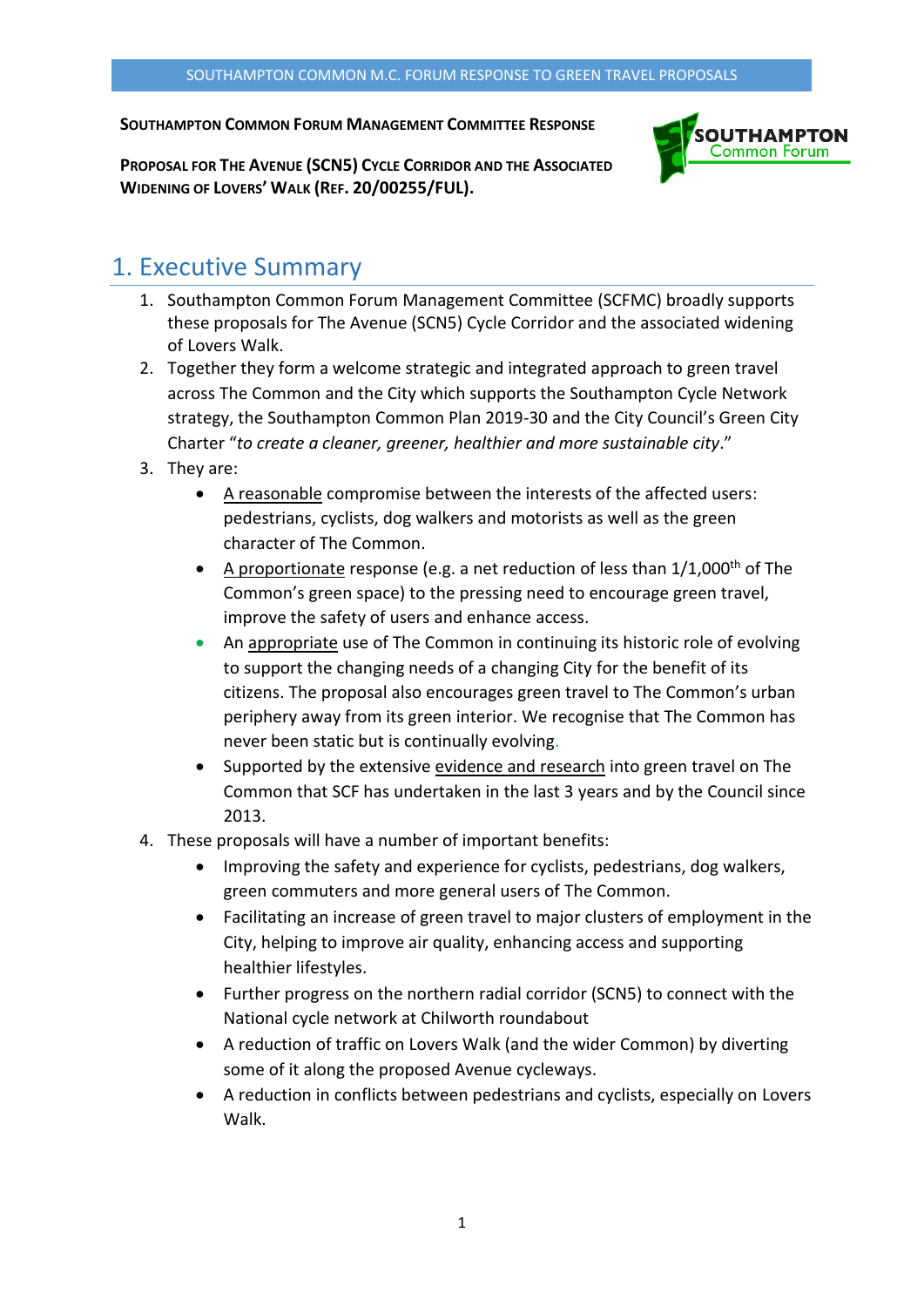**SOUTHAMPTON COMMON FORUM MANAGEMENT COMMITTEE RESPONSE**

**PROPOSAL FOR THE AVENUE (SCN5) CYCLE CORRIDOR AND THE ASSOCIATED WIDENING OF LOVERS' WALK (REF. 20/00255/FUL).**

# 1. Executive Summary

1. Southampton Common Forum Management Committee (SCFMC) broadly supports these proposals for The Avenue (SCN5) Cycle Corridor and the associated widening of Lovers Walk.
2. Together they form a welcome strategic and integrated approach to green travel across The Common and the City which supports the Southampton Cycle Network strategy, the Southampton Common Plan 2019-30 and the City Council's Green City Charter "*to create a cleaner, greener, healthier and more sustainable city*."
3. They are:
   - A reasonable compromise between the interests of the affected users: pedestrians, cyclists, dog walkers and motorists as well as the green character of The Common.
   - A proportionate response (e.g. a net reduction of less than 1/1,000$^{th}$ of The Common's green space) to the pressing need to encourage green travel, improve the safety of users and enhance access.
   - An appropriate use of The Common in continuing its historic role of evolving to support the changing needs of a changing City for the benefit of its citizens. The proposal also encourages green travel to The Common's urban periphery away from its green interior. We recognise that The Common has never been static but is continually evolving.
   - Supported by the extensive evidence and research into green travel on The Common that SCF has undertaken in the last 3 years and by the Council since 2013.
4. These proposals will have a number of important benefits:
   - Improving the safety and experience for cyclists, pedestrians, dog walkers, green commuters and more general users of The Common.
   - Facilitating an increase of green travel to major clusters of employment in the City, helping to improve air quality, enhancing access and supporting healthier lifestyles.
   - Further progress on the northern radial corridor (SCN5) to connect with the National cycle network at Chilworth roundabout
   - A reduction of traffic on Lovers Walk (and the wider Common) by diverting some of it along the proposed Avenue cycleways.
   - A reduction in conflicts between pedestrians and cyclists, especially on Lovers Walk.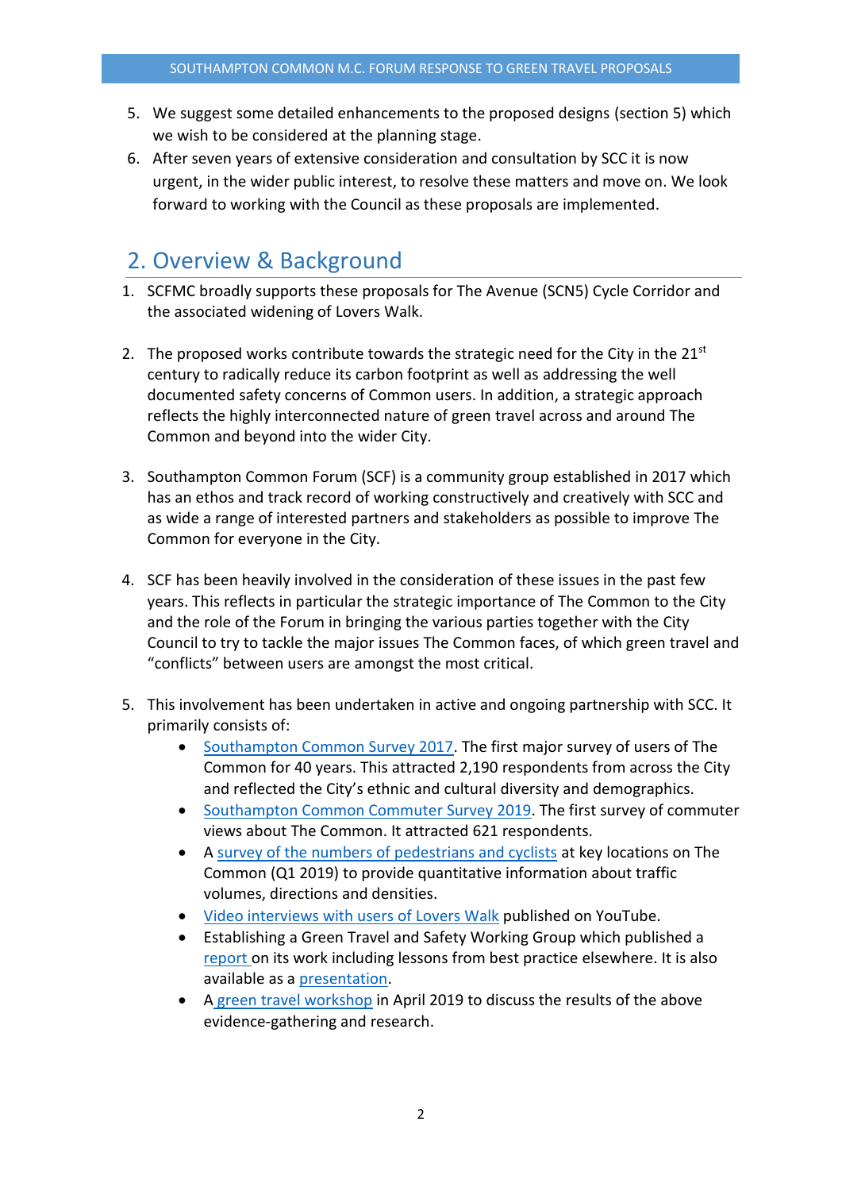5. We suggest some detailed enhancements to the proposed designs (section 5) which we wish to be considered at the planning stage.
6. After seven years of extensive consideration and consultation by SCC it is now urgent, in the wider public interest, to resolve these matters and move on. We look forward to working with the Council as these proposals are implemented.

## 2. Overview & Background

1. SCFMC broadly supports these proposals for The Avenue (SCN5) Cycle Corridor and the associated widening of Lovers Walk.

2. The proposed works contribute towards the strategic need for the City in the 21st century to radically reduce its carbon footprint as well as addressing the well documented safety concerns of Common users. In addition, a strategic approach reflects the highly interconnected nature of green travel across and around The Common and beyond into the wider City.

3. Southampton Common Forum (SCF) is a community group established in 2017 which has an ethos and track record of working constructively and creatively with SCC and as wide a range of interested partners and stakeholders as possible to improve The Common for everyone in the City.

4. SCF has been heavily involved in the consideration of these issues in the past few years. This reflects in particular the strategic importance of The Common to the City and the role of the Forum in bringing the various parties together with the City Council to try to tackle the major issues The Common faces, of which green travel and "conflicts" between users are amongst the most critical.

5. This involvement has been undertaken in active and ongoing partnership with SCC. It primarily consists of:
   - Southampton Common Survey 2017. The first major survey of users of The Common for 40 years. This attracted 2,190 respondents from across the City and reflected the City's ethnic and cultural diversity and demographics.
   - Southampton Common Commuter Survey 2019. The first survey of commuter views about The Common. It attracted 621 respondents.
   - A survey of the numbers of pedestrians and cyclists at key locations on The Common (Q1 2019) to provide quantitative information about traffic volumes, directions and densities.
   - Video interviews with users of Lovers Walk published on YouTube.
   - Establishing a Green Travel and Safety Working Group which published a report on its work including lessons from best practice elsewhere. It is also available as a presentation.
   - A green travel workshop in April 2019 to discuss the results of the above evidence-gathering and research.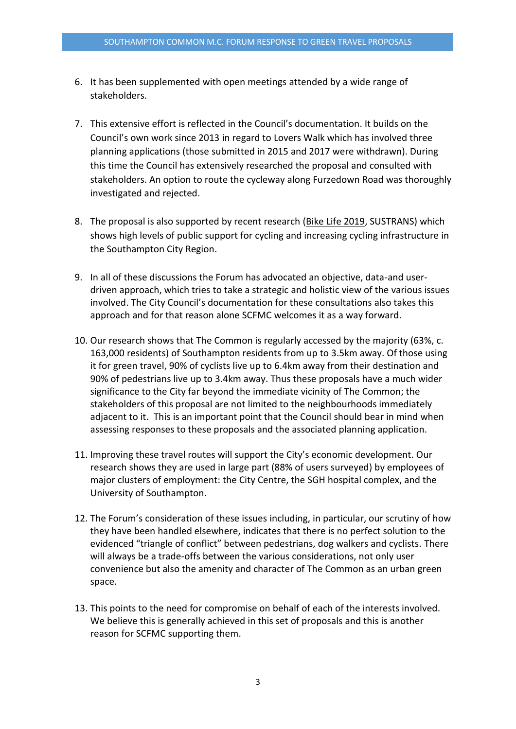6. It has been supplemented with open meetings attended by a wide range of stakeholders.

7. This extensive effort is reflected in the Council's documentation. It builds on the Council's own work since 2013 in regard to Lovers Walk which has involved three planning applications (those submitted in 2015 and 2017 were withdrawn). During this time the Council has extensively researched the proposal and consulted with stakeholders. An option to route the cycleway along Furzedown Road was thoroughly investigated and rejected.

8. The proposal is also supported by recent research (Bike Life 2019, SUSTRANS) which shows high levels of public support for cycling and increasing cycling infrastructure in the Southampton City Region.

9. In all of these discussions the Forum has advocated an objective, data-and user-driven approach, which tries to take a strategic and holistic view of the various issues involved. The City Council's documentation for these consultations also takes this approach and for that reason alone SCFMC welcomes it as a way forward.

10. Our research shows that The Common is regularly accessed by the majority (63%, c. 163,000 residents) of Southampton residents from up to 3.5km away. Of those using it for green travel, 90% of cyclists live up to 6.4km away from their destination and 90% of pedestrians live up to 3.4km away. Thus these proposals have a much wider significance to the City far beyond the immediate vicinity of The Common; the stakeholders of this proposal are not limited to the neighbourhoods immediately adjacent to it. This is an important point that the Council should bear in mind when assessing responses to these proposals and the associated planning application.

11. Improving these travel routes will support the City's economic development. Our research shows they are used in large part (88% of users surveyed) by employees of major clusters of employment: the City Centre, the SGH hospital complex, and the University of Southampton.

12. The Forum's consideration of these issues including, in particular, our scrutiny of how they have been handled elsewhere, indicates that there is no perfect solution to the evidenced "triangle of conflict" between pedestrians, dog walkers and cyclists. There will always be a trade-offs between the various considerations, not only user convenience but also the amenity and character of The Common as an urban green space.

13. This points to the need for compromise on behalf of each of the interests involved. We believe this is generally achieved in this set of proposals and this is another reason for SCFMC supporting them.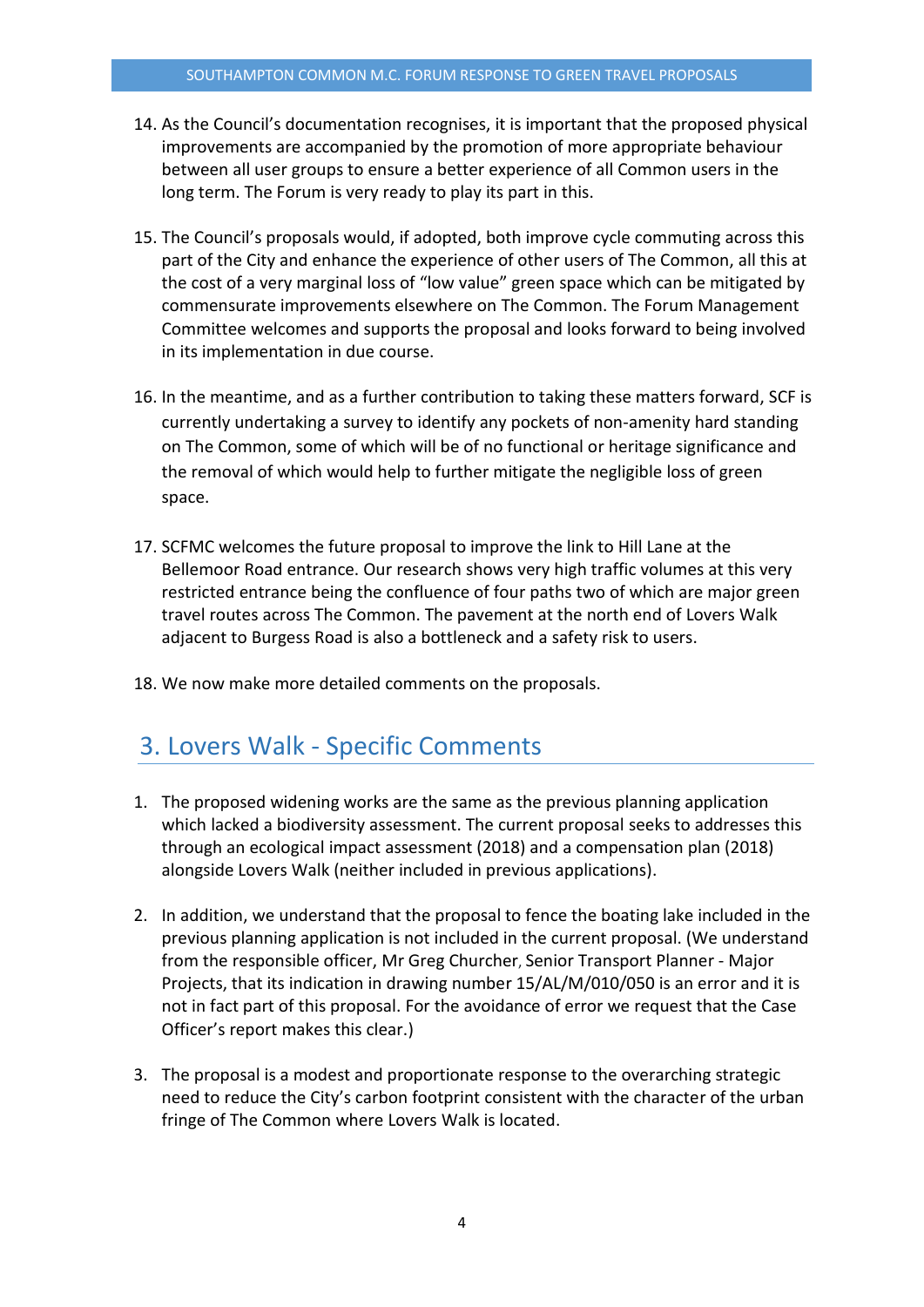14. As the Council's documentation recognises, it is important that the proposed physical improvements are accompanied by the promotion of more appropriate behaviour between all user groups to ensure a better experience of all Common users in the long term. The Forum is very ready to play its part in this.

15. The Council's proposals would, if adopted, both improve cycle commuting across this part of the City and enhance the experience of other users of The Common, all this at the cost of a very marginal loss of "low value" green space which can be mitigated by commensurate improvements elsewhere on The Common. The Forum Management Committee welcomes and supports the proposal and looks forward to being involved in its implementation in due course.

16. In the meantime, and as a further contribution to taking these matters forward, SCF is currently undertaking a survey to identify any pockets of non-amenity hard standing on The Common, some of which will be of no functional or heritage significance and the removal of which would help to further mitigate the negligible loss of green space.

17. SCFMC welcomes the future proposal to improve the link to Hill Lane at the Bellemoor Road entrance. Our research shows very high traffic volumes at this very restricted entrance being the confluence of four paths two of which are major green travel routes across The Common. The pavement at the north end of Lovers Walk adjacent to Burgess Road is also a bottleneck and a safety risk to users.

18. We now make more detailed comments on the proposals.

## 3. Lovers Walk - Specific Comments

1. The proposed widening works are the same as the previous planning application which lacked a biodiversity assessment. The current proposal seeks to addresses this through an ecological impact assessment (2018) and a compensation plan (2018) alongside Lovers Walk (neither included in previous applications).

2. In addition, we understand that the proposal to fence the boating lake included in the previous planning application is not included in the current proposal. (We understand from the responsible officer, Mr Greg Churcher, Senior Transport Planner - Major Projects, that its indication in drawing number 15/AL/M/010/050 is an error and it is not in fact part of this proposal. For the avoidance of error we request that the Case Officer's report makes this clear.)

3. The proposal is a modest and proportionate response to the overarching strategic need to reduce the City's carbon footprint consistent with the character of the urban fringe of The Common where Lovers Walk is located.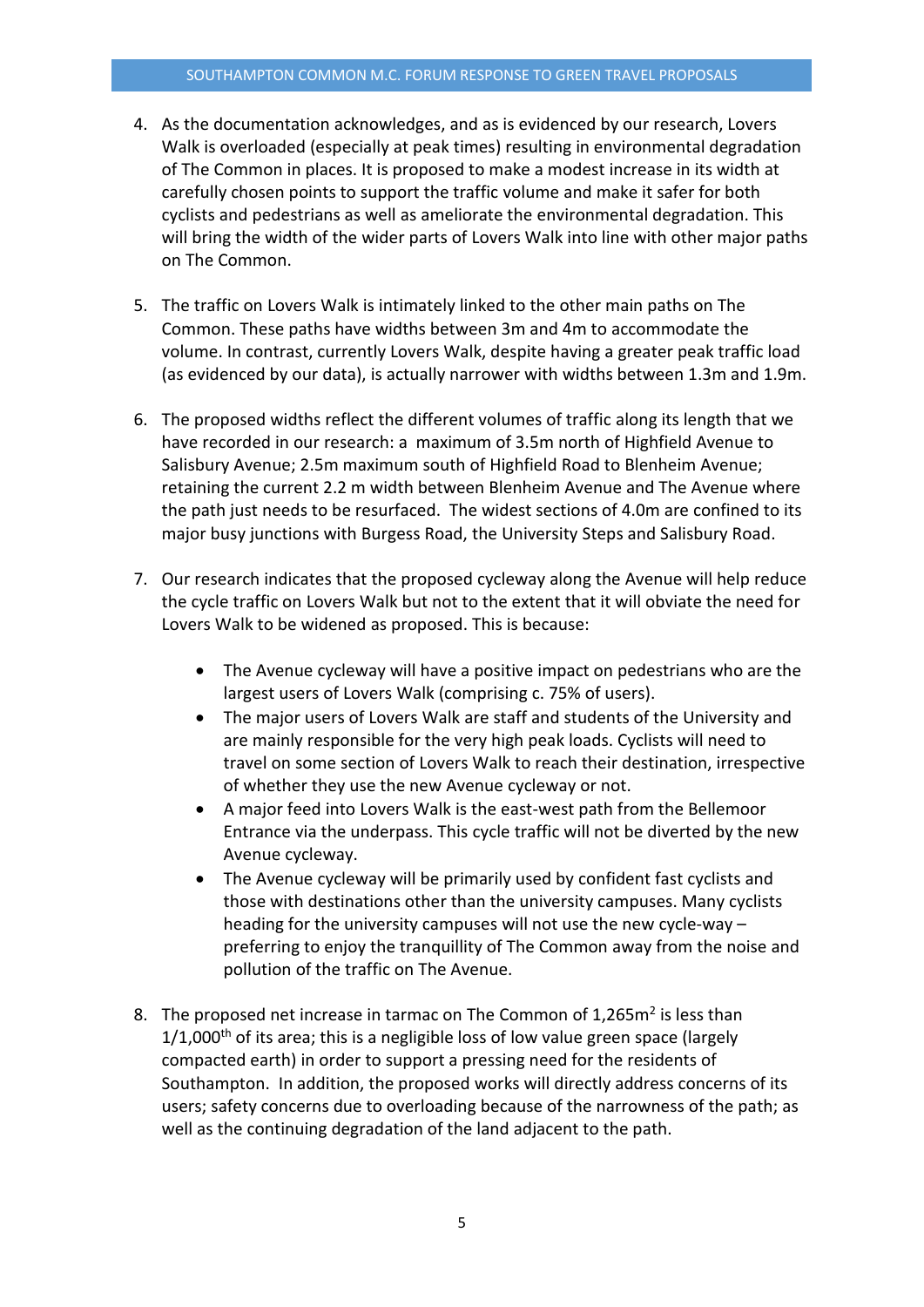4. As the documentation acknowledges, and as is evidenced by our research, Lovers Walk is overloaded (especially at peak times) resulting in environmental degradation of The Common in places. It is proposed to make a modest increase in its width at carefully chosen points to support the traffic volume and make it safer for both cyclists and pedestrians as well as ameliorate the environmental degradation. This will bring the width of the wider parts of Lovers Walk into line with other major paths on The Common.

5. The traffic on Lovers Walk is intimately linked to the other main paths on The Common. These paths have widths between 3m and 4m to accommodate the volume. In contrast, currently Lovers Walk, despite having a greater peak traffic load (as evidenced by our data), is actually narrower with widths between 1.3m and 1.9m.

6. The proposed widths reflect the different volumes of traffic along its length that we have recorded in our research: a maximum of 3.5m north of Highfield Avenue to Salisbury Avenue; 2.5m maximum south of Highfield Road to Blenheim Avenue; retaining the current 2.2 m width between Blenheim Avenue and The Avenue where the path just needs to be resurfaced. The widest sections of 4.0m are confined to its major busy junctions with Burgess Road, the University Steps and Salisbury Road.

7. Our research indicates that the proposed cycleway along the Avenue will help reduce the cycle traffic on Lovers Walk but not to the extent that it will obviate the need for Lovers Walk to be widened as proposed. This is because:

   - The Avenue cycleway will have a positive impact on pedestrians who are the largest users of Lovers Walk (comprising c. 75% of users).
   - The major users of Lovers Walk are staff and students of the University and are mainly responsible for the very high peak loads. Cyclists will need to travel on some section of Lovers Walk to reach their destination, irrespective of whether they use the new Avenue cycleway or not.
   - A major feed into Lovers Walk is the east-west path from the Bellemoor Entrance via the underpass. This cycle traffic will not be diverted by the new Avenue cycleway.
   - The Avenue cycleway will be primarily used by confident fast cyclists and those with destinations other than the university campuses. Many cyclists heading for the university campuses will not use the new cycle-way – preferring to enjoy the tranquillity of The Common away from the noise and pollution of the traffic on The Avenue.

8. The proposed net increase in tarmac on The Common of 1,265m$^2$ is less than 1/1,000$^{th}$ of its area; this is a negligible loss of low value green space (largely compacted earth) in order to support a pressing need for the residents of Southampton. In addition, the proposed works will directly address concerns of its users; safety concerns due to overloading because of the narrowness of the path; as well as the continuing degradation of the land adjacent to the path.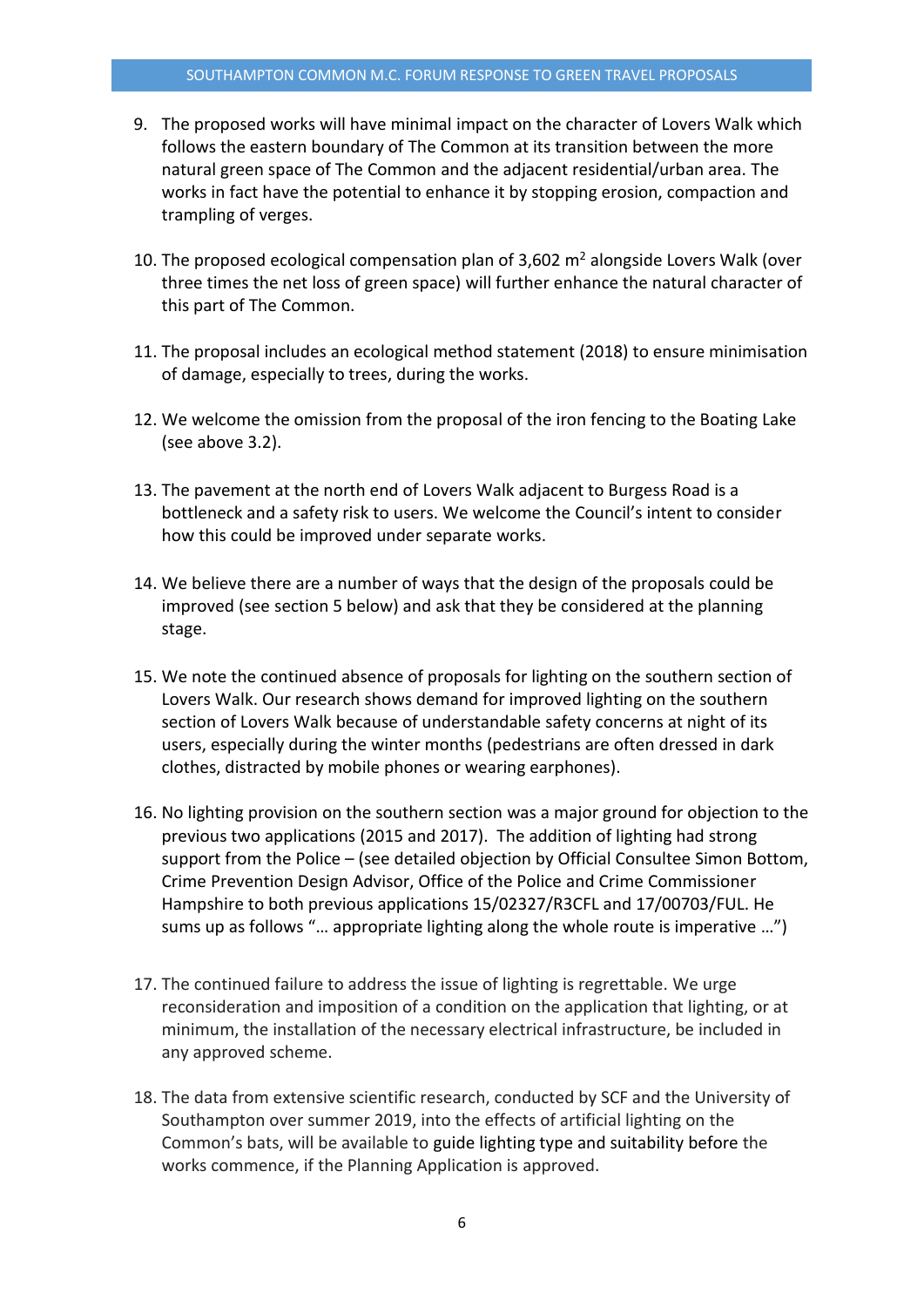9. The proposed works will have minimal impact on the character of Lovers Walk which follows the eastern boundary of The Common at its transition between the more natural green space of The Common and the adjacent residential/urban area. The works in fact have the potential to enhance it by stopping erosion, compaction and trampling of verges.

10. The proposed ecological compensation plan of 3,602 $m^2$ alongside Lovers Walk (over three times the net loss of green space) will further enhance the natural character of this part of The Common.

11. The proposal includes an ecological method statement (2018) to ensure minimisation of damage, especially to trees, during the works.

12. We welcome the omission from the proposal of the iron fencing to the Boating Lake (see above 3.2).

13. The pavement at the north end of Lovers Walk adjacent to Burgess Road is a bottleneck and a safety risk to users. We welcome the Council's intent to consider how this could be improved under separate works.

14. We believe there are a number of ways that the design of the proposals could be improved (see section 5 below) and ask that they be considered at the planning stage.

15. We note the continued absence of proposals for lighting on the southern section of Lovers Walk. Our research shows demand for improved lighting on the southern section of Lovers Walk because of understandable safety concerns at night of its users, especially during the winter months (pedestrians are often dressed in dark clothes, distracted by mobile phones or wearing earphones).

16. No lighting provision on the southern section was a major ground for objection to the previous two applications (2015 and 2017). The addition of lighting had strong support from the Police – (see detailed objection by Official Consultee Simon Bottom, Crime Prevention Design Advisor, Office of the Police and Crime Commissioner Hampshire to both previous applications 15/02327/R3CFL and 17/00703/FUL. He sums up as follows "… appropriate lighting along the whole route is imperative …")

17. The continued failure to address the issue of lighting is regrettable. We urge reconsideration and imposition of a condition on the application that lighting, or at minimum, the installation of the necessary electrical infrastructure, be included in any approved scheme.

18. The data from extensive scientific research, conducted by SCF and the University of Southampton over summer 2019, into the effects of artificial lighting on the Common's bats, will be available to guide lighting type and suitability before the works commence, if the Planning Application is approved.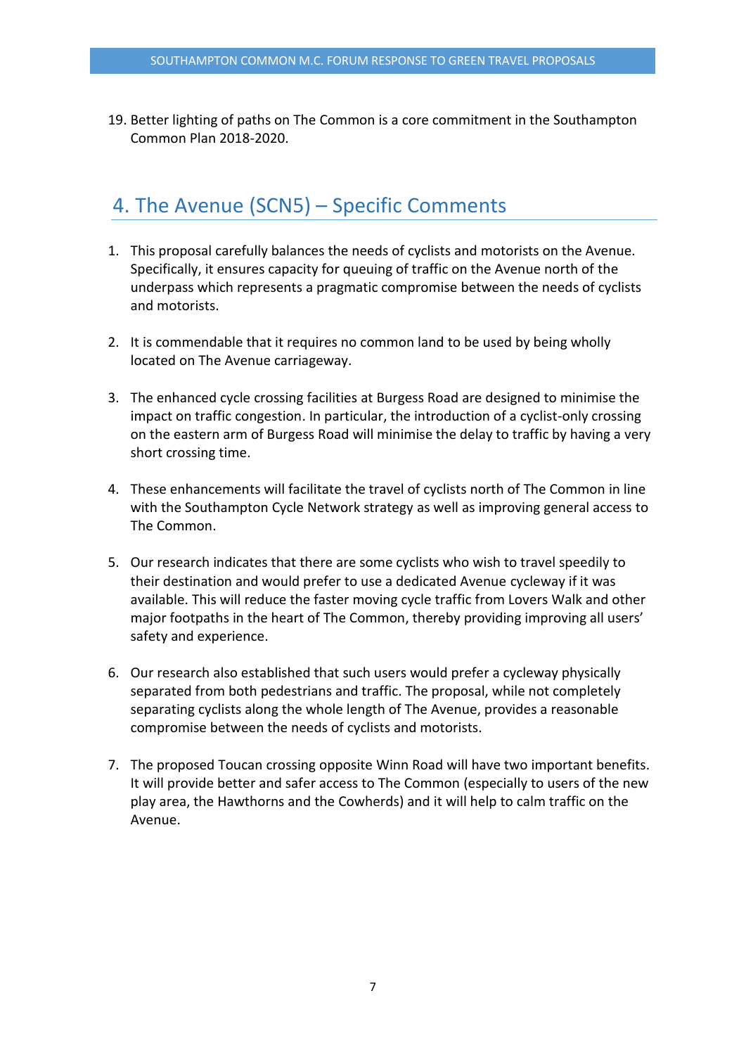19. Better lighting of paths on The Common is a core commitment in the Southampton Common Plan 2018-2020.

## 4. The Avenue (SCN5) – Specific Comments

1. This proposal carefully balances the needs of cyclists and motorists on the Avenue. Specifically, it ensures capacity for queuing of traffic on the Avenue north of the underpass which represents a pragmatic compromise between the needs of cyclists and motorists.

2. It is commendable that it requires no common land to be used by being wholly located on The Avenue carriageway.

3. The enhanced cycle crossing facilities at Burgess Road are designed to minimise the impact on traffic congestion. In particular, the introduction of a cyclist-only crossing on the eastern arm of Burgess Road will minimise the delay to traffic by having a very short crossing time.

4. These enhancements will facilitate the travel of cyclists north of The Common in line with the Southampton Cycle Network strategy as well as improving general access to The Common.

5. Our research indicates that there are some cyclists who wish to travel speedily to their destination and would prefer to use a dedicated Avenue cycleway if it was available. This will reduce the faster moving cycle traffic from Lovers Walk and other major footpaths in the heart of The Common, thereby providing improving all users' safety and experience.

6. Our research also established that such users would prefer a cycleway physically separated from both pedestrians and traffic. The proposal, while not completely separating cyclists along the whole length of The Avenue, provides a reasonable compromise between the needs of cyclists and motorists.

7. The proposed Toucan crossing opposite Winn Road will have two important benefits. It will provide better and safer access to The Common (especially to users of the new play area, the Hawthorns and the Cowherds) and it will help to calm traffic on the Avenue.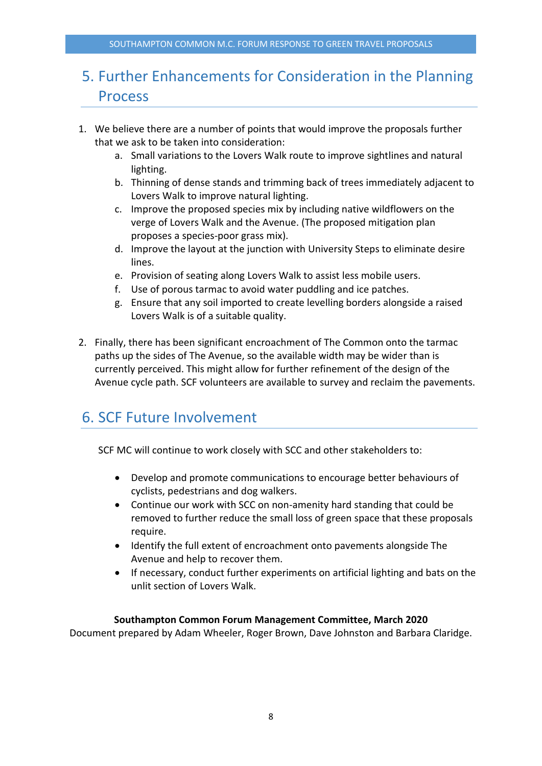## 5. Further Enhancements for Consideration in the Planning Process

1. We believe there are a number of points that would improve the proposals further that we ask to be taken into consideration:
    a. Small variations to the Lovers Walk route to improve sightlines and natural lighting.
    b. Thinning of dense stands and trimming back of trees immediately adjacent to Lovers Walk to improve natural lighting.
    c. Improve the proposed species mix by including native wildflowers on the verge of Lovers Walk and the Avenue. (The proposed mitigation plan proposes a species-poor grass mix).
    d. Improve the layout at the junction with University Steps to eliminate desire lines.
    e. Provision of seating along Lovers Walk to assist less mobile users.
    f. Use of porous tarmac to avoid water puddling and ice patches.
    g. Ensure that any soil imported to create levelling borders alongside a raised Lovers Walk is of a suitable quality.

2. Finally, there has been significant encroachment of The Common onto the tarmac paths up the sides of The Avenue, so the available width may be wider than is currently perceived. This might allow for further refinement of the design of the Avenue cycle path. SCF volunteers are available to survey and reclaim the pavements.

## 6. SCF Future Involvement

SCF MC will continue to work closely with SCC and other stakeholders to:

- Develop and promote communications to encourage better behaviours of cyclists, pedestrians and dog walkers.
- Continue our work with SCC on non-amenity hard standing that could be removed to further reduce the small loss of green space that these proposals require.
- Identify the full extent of encroachment onto pavements alongside The Avenue and help to recover them.
- If necessary, conduct further experiments on artificial lighting and bats on the unlit section of Lovers Walk.

**Southampton Common Forum Management Committee, March 2020**

Document prepared by Adam Wheeler, Roger Brown, Dave Johnston and Barbara Claridge.